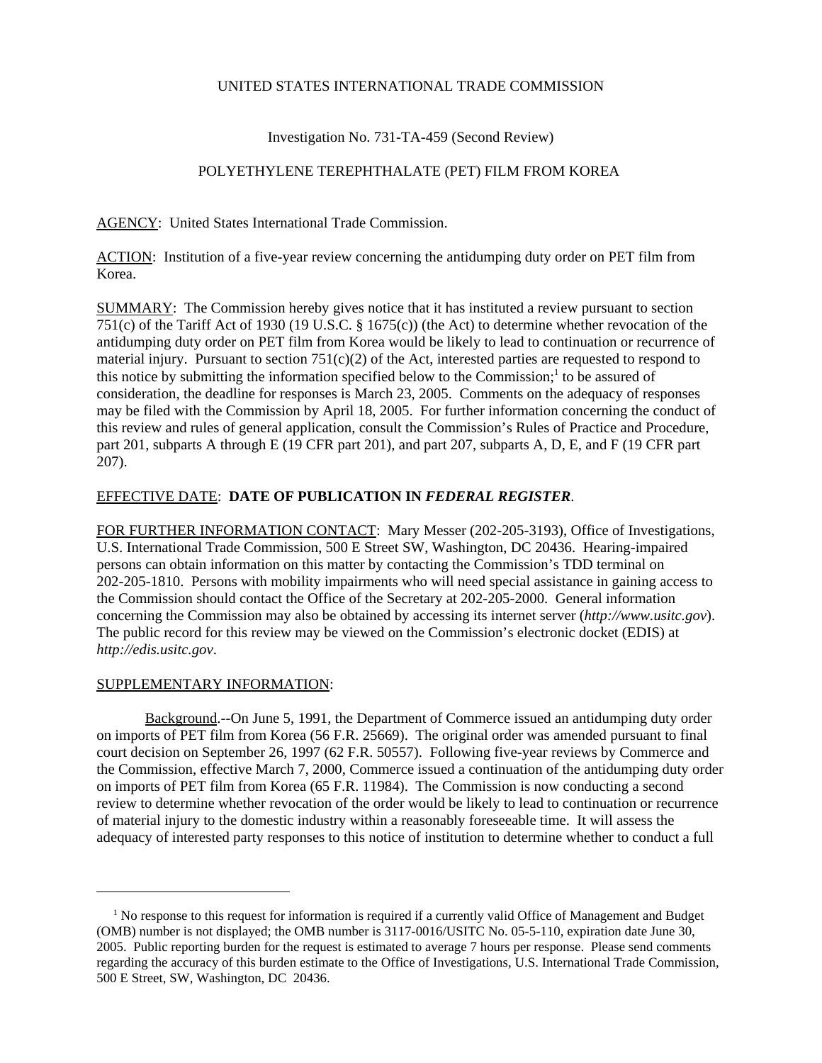UNITED STATES INTERNATIONAL TRADE COMMISSION

Investigation No. 731-TA-459 (Second Review)

POLYETHYLENE TEREPHTHALATE (PET) FILM FROM KOREA

AGENCY: United States International Trade Commission.

ACTION: Institution of a five-year review concerning the antidumping duty order on PET film from Korea.

SUMMARY: The Commission hereby gives notice that it has instituted a review pursuant to section 751(c) of the Tariff Act of 1930 (19 U.S.C. § 1675(c)) (the Act) to determine whether revocation of the antidumping duty order on PET film from Korea would be likely to lead to continuation or recurrence of material injury. Pursuant to section 751(c)(2) of the Act, interested parties are requested to respond to this notice by submitting the information specified below to the Commission;[1] to be assured of consideration, the deadline for responses is March 23, 2005. Comments on the adequacy of responses may be filed with the Commission by April 18, 2005. For further information concerning the conduct of this review and rules of general application, consult the Commission's Rules of Practice and Procedure, part 201, subparts A through E (19 CFR part 201), and part 207, subparts A, D, E, and F (19 CFR part 207).

EFFECTIVE DATE: **DATE OF PUBLICATION IN *FEDERAL REGISTER***.

FOR FURTHER INFORMATION CONTACT: Mary Messer (202-205-3193), Office of Investigations, U.S. International Trade Commission, 500 E Street SW, Washington, DC 20436. Hearing-impaired persons can obtain information on this matter by contacting the Commission's TDD terminal on 202-205-1810. Persons with mobility impairments who will need special assistance in gaining access to the Commission should contact the Office of the Secretary at 202-205-2000. General information concerning the Commission may also be obtained by accessing its internet server (*http://www.usitc.gov*). The public record for this review may be viewed on the Commission's electronic docket (EDIS) at *http://edis.usitc.gov*.

SUPPLEMENTARY INFORMATION:

Background.--On June 5, 1991, the Department of Commerce issued an antidumping duty order on imports of PET film from Korea (56 F.R. 25669). The original order was amended pursuant to final court decision on September 26, 1997 (62 F.R. 50557). Following five-year reviews by Commerce and the Commission, effective March 7, 2000, Commerce issued a continuation of the antidumping duty order on imports of PET film from Korea (65 F.R. 11984). The Commission is now conducting a second review to determine whether revocation of the order would be likely to lead to continuation or recurrence of material injury to the domestic industry within a reasonably foreseeable time. It will assess the adequacy of interested party responses to this notice of institution to determine whether to conduct a full

[1] No response to this request for information is required if a currently valid Office of Management and Budget (OMB) number is not displayed; the OMB number is 3117-0016/USITC No. 05-5-110, expiration date June 30, 2005. Public reporting burden for the request is estimated to average 7 hours per response. Please send comments regarding the accuracy of this burden estimate to the Office of Investigations, U.S. International Trade Commission, 500 E Street, SW, Washington, DC 20436.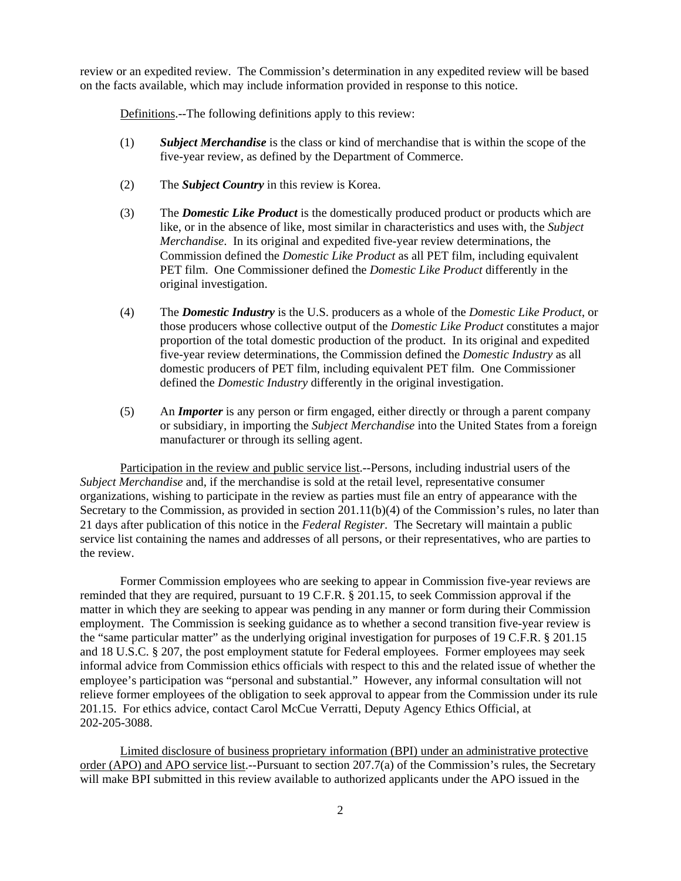review or an expedited review. The Commission's determination in any expedited review will be based on the facts available, which may include information provided in response to this notice.

Definitions.--The following definitions apply to this review:

(1) ***Subject Merchandise*** is the class or kind of merchandise that is within the scope of the five-year review, as defined by the Department of Commerce.

(2) The ***Subject Country*** in this review is Korea.

(3) The ***Domestic Like Product*** is the domestically produced product or products which are like, or in the absence of like, most similar in characteristics and uses with, the *Subject Merchandise*. In its original and expedited five-year review determinations, the Commission defined the *Domestic Like Product* as all PET film, including equivalent PET film. One Commissioner defined the *Domestic Like Product* differently in the original investigation.

(4) The ***Domestic Industry*** is the U.S. producers as a whole of the *Domestic Like Product*, or those producers whose collective output of the *Domestic Like Product* constitutes a major proportion of the total domestic production of the product. In its original and expedited five-year review determinations, the Commission defined the *Domestic Industry* as all domestic producers of PET film, including equivalent PET film. One Commissioner defined the *Domestic Industry* differently in the original investigation.

(5) An ***Importer*** is any person or firm engaged, either directly or through a parent company or subsidiary, in importing the *Subject Merchandise* into the United States from a foreign manufacturer or through its selling agent.

Participation in the review and public service list.--Persons, including industrial users of the *Subject Merchandise* and, if the merchandise is sold at the retail level, representative consumer organizations, wishing to participate in the review as parties must file an entry of appearance with the Secretary to the Commission, as provided in section 201.11(b)(4) of the Commission's rules, no later than 21 days after publication of this notice in the *Federal Register*. The Secretary will maintain a public service list containing the names and addresses of all persons, or their representatives, who are parties to the review.

Former Commission employees who are seeking to appear in Commission five-year reviews are reminded that they are required, pursuant to 19 C.F.R. § 201.15, to seek Commission approval if the matter in which they are seeking to appear was pending in any manner or form during their Commission employment. The Commission is seeking guidance as to whether a second transition five-year review is the "same particular matter" as the underlying original investigation for purposes of 19 C.F.R. § 201.15 and 18 U.S.C. § 207, the post employment statute for Federal employees. Former employees may seek informal advice from Commission ethics officials with respect to this and the related issue of whether the employee's participation was "personal and substantial." However, any informal consultation will not relieve former employees of the obligation to seek approval to appear from the Commission under its rule 201.15. For ethics advice, contact Carol McCue Verratti, Deputy Agency Ethics Official, at 202-205-3088.

Limited disclosure of business proprietary information (BPI) under an administrative protective order (APO) and APO service list.--Pursuant to section 207.7(a) of the Commission's rules, the Secretary will make BPI submitted in this review available to authorized applicants under the APO issued in the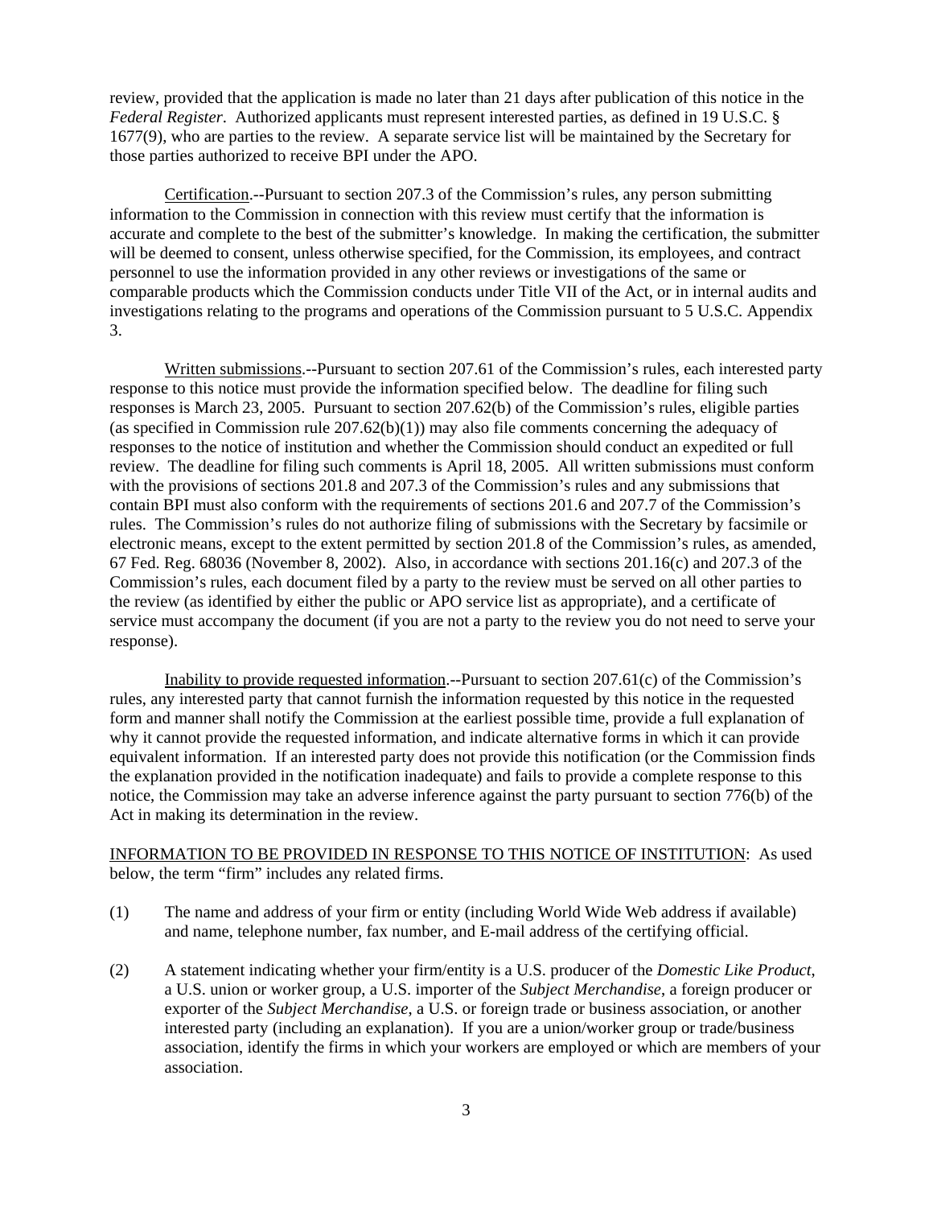review, provided that the application is made no later than 21 days after publication of this notice in the *Federal Register*. Authorized applicants must represent interested parties, as defined in 19 U.S.C. § 1677(9), who are parties to the review. A separate service list will be maintained by the Secretary for those parties authorized to receive BPI under the APO.

Certification.--Pursuant to section 207.3 of the Commission's rules, any person submitting information to the Commission in connection with this review must certify that the information is accurate and complete to the best of the submitter's knowledge. In making the certification, the submitter will be deemed to consent, unless otherwise specified, for the Commission, its employees, and contract personnel to use the information provided in any other reviews or investigations of the same or comparable products which the Commission conducts under Title VII of the Act, or in internal audits and investigations relating to the programs and operations of the Commission pursuant to 5 U.S.C. Appendix 3.

Written submissions.--Pursuant to section 207.61 of the Commission's rules, each interested party response to this notice must provide the information specified below. The deadline for filing such responses is March 23, 2005. Pursuant to section 207.62(b) of the Commission's rules, eligible parties (as specified in Commission rule 207.62(b)(1)) may also file comments concerning the adequacy of responses to the notice of institution and whether the Commission should conduct an expedited or full review. The deadline for filing such comments is April 18, 2005. All written submissions must conform with the provisions of sections 201.8 and 207.3 of the Commission's rules and any submissions that contain BPI must also conform with the requirements of sections 201.6 and 207.7 of the Commission's rules. The Commission's rules do not authorize filing of submissions with the Secretary by facsimile or electronic means, except to the extent permitted by section 201.8 of the Commission's rules, as amended, 67 Fed. Reg. 68036 (November 8, 2002). Also, in accordance with sections 201.16(c) and 207.3 of the Commission's rules, each document filed by a party to the review must be served on all other parties to the review (as identified by either the public or APO service list as appropriate), and a certificate of service must accompany the document (if you are not a party to the review you do not need to serve your response).

Inability to provide requested information.--Pursuant to section 207.61(c) of the Commission's rules, any interested party that cannot furnish the information requested by this notice in the requested form and manner shall notify the Commission at the earliest possible time, provide a full explanation of why it cannot provide the requested information, and indicate alternative forms in which it can provide equivalent information. If an interested party does not provide this notification (or the Commission finds the explanation provided in the notification inadequate) and fails to provide a complete response to this notice, the Commission may take an adverse inference against the party pursuant to section 776(b) of the Act in making its determination in the review.

INFORMATION TO BE PROVIDED IN RESPONSE TO THIS NOTICE OF INSTITUTION: As used below, the term "firm" includes any related firms.

(1) The name and address of your firm or entity (including World Wide Web address if available) and name, telephone number, fax number, and E-mail address of the certifying official.

(2) A statement indicating whether your firm/entity is a U.S. producer of the *Domestic Like Product*, a U.S. union or worker group, a U.S. importer of the *Subject Merchandise*, a foreign producer or exporter of the *Subject Merchandise*, a U.S. or foreign trade or business association, or another interested party (including an explanation). If you are a union/worker group or trade/business association, identify the firms in which your workers are employed or which are members of your association.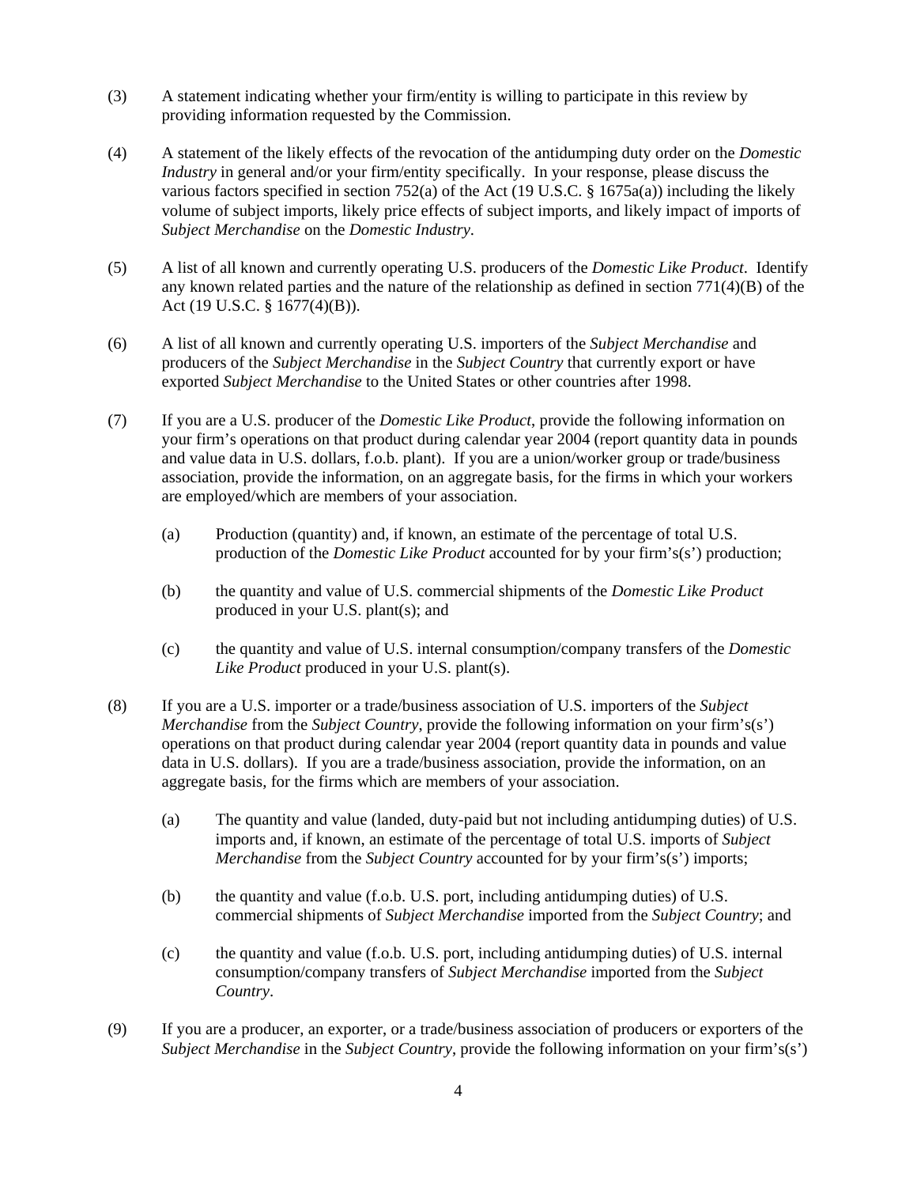(3) A statement indicating whether your firm/entity is willing to participate in this review by providing information requested by the Commission.

(4) A statement of the likely effects of the revocation of the antidumping duty order on the *Domestic Industry* in general and/or your firm/entity specifically. In your response, please discuss the various factors specified in section 752(a) of the Act (19 U.S.C. § 1675a(a)) including the likely volume of subject imports, likely price effects of subject imports, and likely impact of imports of *Subject Merchandise* on the *Domestic Industry*.

(5) A list of all known and currently operating U.S. producers of the *Domestic Like Product*. Identify any known related parties and the nature of the relationship as defined in section 771(4)(B) of the Act (19 U.S.C. § 1677(4)(B)).

(6) A list of all known and currently operating U.S. importers of the *Subject Merchandise* and producers of the *Subject Merchandise* in the *Subject Country* that currently export or have exported *Subject Merchandise* to the United States or other countries after 1998.

(7) If you are a U.S. producer of the *Domestic Like Product*, provide the following information on your firm's operations on that product during calendar year 2004 (report quantity data in pounds and value data in U.S. dollars, f.o.b. plant). If you are a union/worker group or trade/business association, provide the information, on an aggregate basis, for the firms in which your workers are employed/which are members of your association.

   (a) Production (quantity) and, if known, an estimate of the percentage of total U.S. production of the *Domestic Like Product* accounted for by your firm's(s') production;

   (b) the quantity and value of U.S. commercial shipments of the *Domestic Like Product* produced in your U.S. plant(s); and

   (c) the quantity and value of U.S. internal consumption/company transfers of the *Domestic Like Product* produced in your U.S. plant(s).

(8) If you are a U.S. importer or a trade/business association of U.S. importers of the *Subject Merchandise* from the *Subject Country*, provide the following information on your firm's(s') operations on that product during calendar year 2004 (report quantity data in pounds and value data in U.S. dollars). If you are a trade/business association, provide the information, on an aggregate basis, for the firms which are members of your association.

   (a) The quantity and value (landed, duty-paid but not including antidumping duties) of U.S. imports and, if known, an estimate of the percentage of total U.S. imports of *Subject Merchandise* from the *Subject Country* accounted for by your firm's(s') imports;

   (b) the quantity and value (f.o.b. U.S. port, including antidumping duties) of U.S. commercial shipments of *Subject Merchandise* imported from the *Subject Country*; and

   (c) the quantity and value (f.o.b. U.S. port, including antidumping duties) of U.S. internal consumption/company transfers of *Subject Merchandise* imported from the *Subject Country*.

(9) If you are a producer, an exporter, or a trade/business association of producers or exporters of the *Subject Merchandise* in the *Subject Country*, provide the following information on your firm's(s')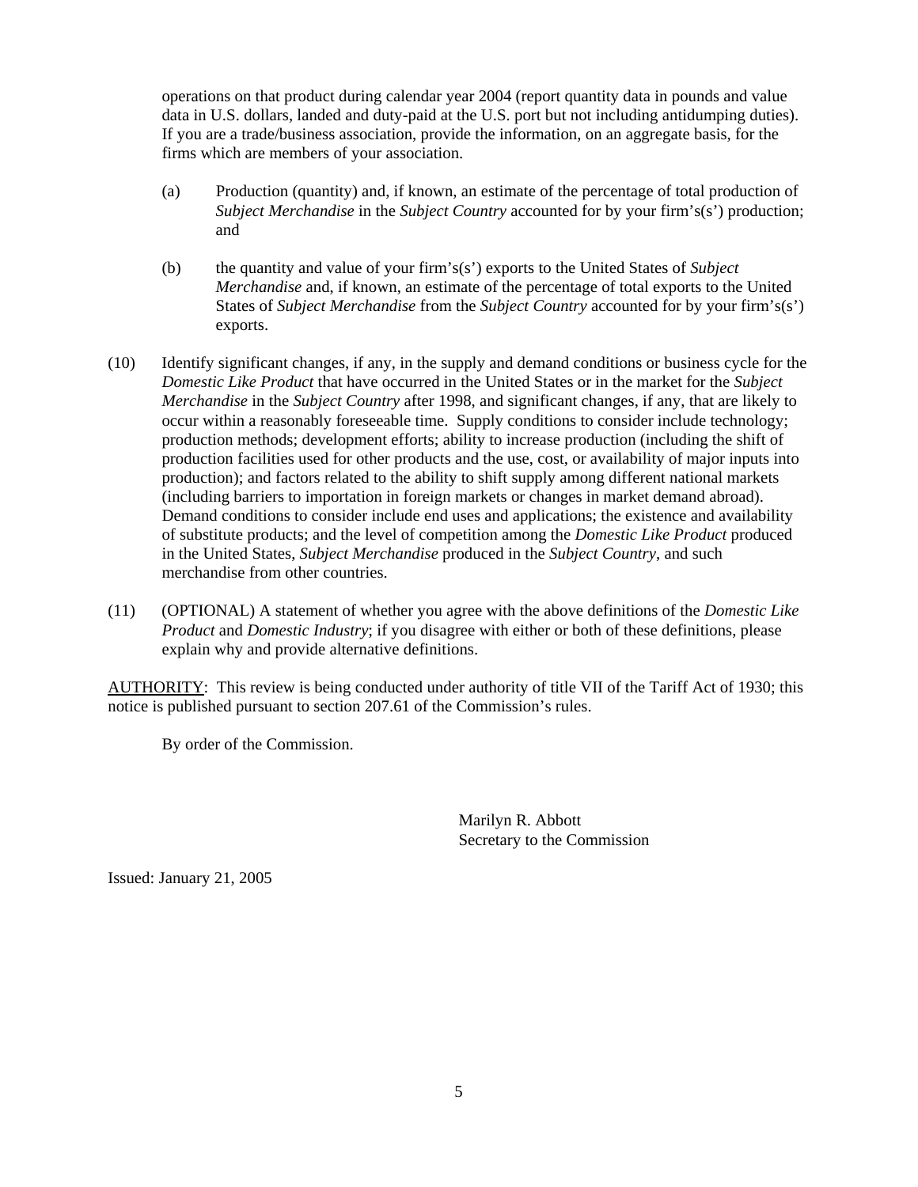operations on that product during calendar year 2004 (report quantity data in pounds and value data in U.S. dollars, landed and duty-paid at the U.S. port but not including antidumping duties). If you are a trade/business association, provide the information, on an aggregate basis, for the firms which are members of your association.

(a) Production (quantity) and, if known, an estimate of the percentage of total production of *Subject Merchandise* in the *Subject Country* accounted for by your firm's(s') production; and

(b) the quantity and value of your firm's(s') exports to the United States of *Subject Merchandise* and, if known, an estimate of the percentage of total exports to the United States of *Subject Merchandise* from the *Subject Country* accounted for by your firm's(s') exports.

(10) Identify significant changes, if any, in the supply and demand conditions or business cycle for the *Domestic Like Product* that have occurred in the United States or in the market for the *Subject Merchandise* in the *Subject Country* after 1998, and significant changes, if any, that are likely to occur within a reasonably foreseeable time. Supply conditions to consider include technology; production methods; development efforts; ability to increase production (including the shift of production facilities used for other products and the use, cost, or availability of major inputs into production); and factors related to the ability to shift supply among different national markets (including barriers to importation in foreign markets or changes in market demand abroad). Demand conditions to consider include end uses and applications; the existence and availability of substitute products; and the level of competition among the *Domestic Like Product* produced in the United States, *Subject Merchandise* produced in the *Subject Country*, and such merchandise from other countries.

(11) (OPTIONAL) A statement of whether you agree with the above definitions of the *Domestic Like Product* and *Domestic Industry*; if you disagree with either or both of these definitions, please explain why and provide alternative definitions.

AUTHORITY: This review is being conducted under authority of title VII of the Tariff Act of 1930; this notice is published pursuant to section 207.61 of the Commission's rules.

By order of the Commission.

Marilyn R. Abbott
Secretary to the Commission

Issued: January 21, 2005